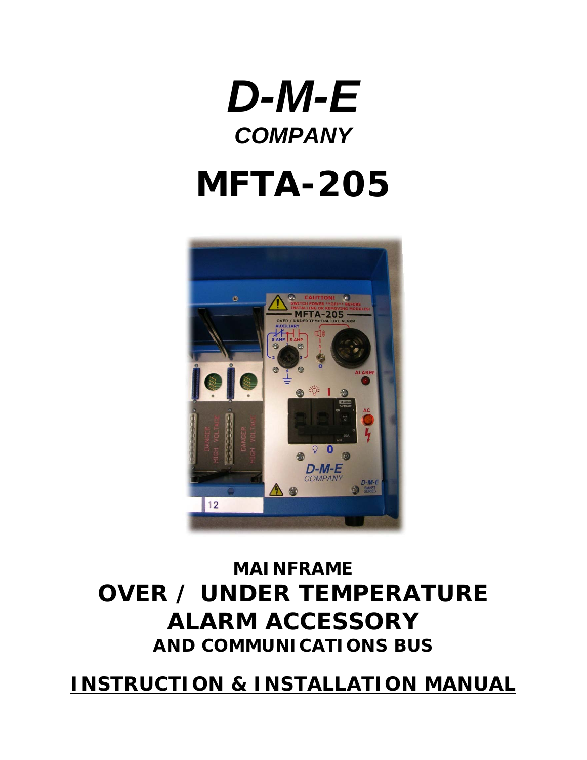# *D-M-E*

## *COMPANY*

# MFTA-205

**MAINFRAME**

## OVER / UNDER TEMPERATURE ALARM ACCESSORY

**AND COMMUNICATIONS BUS**

## <u>INSTRUCTION & INSTALLATION MANUAL</u>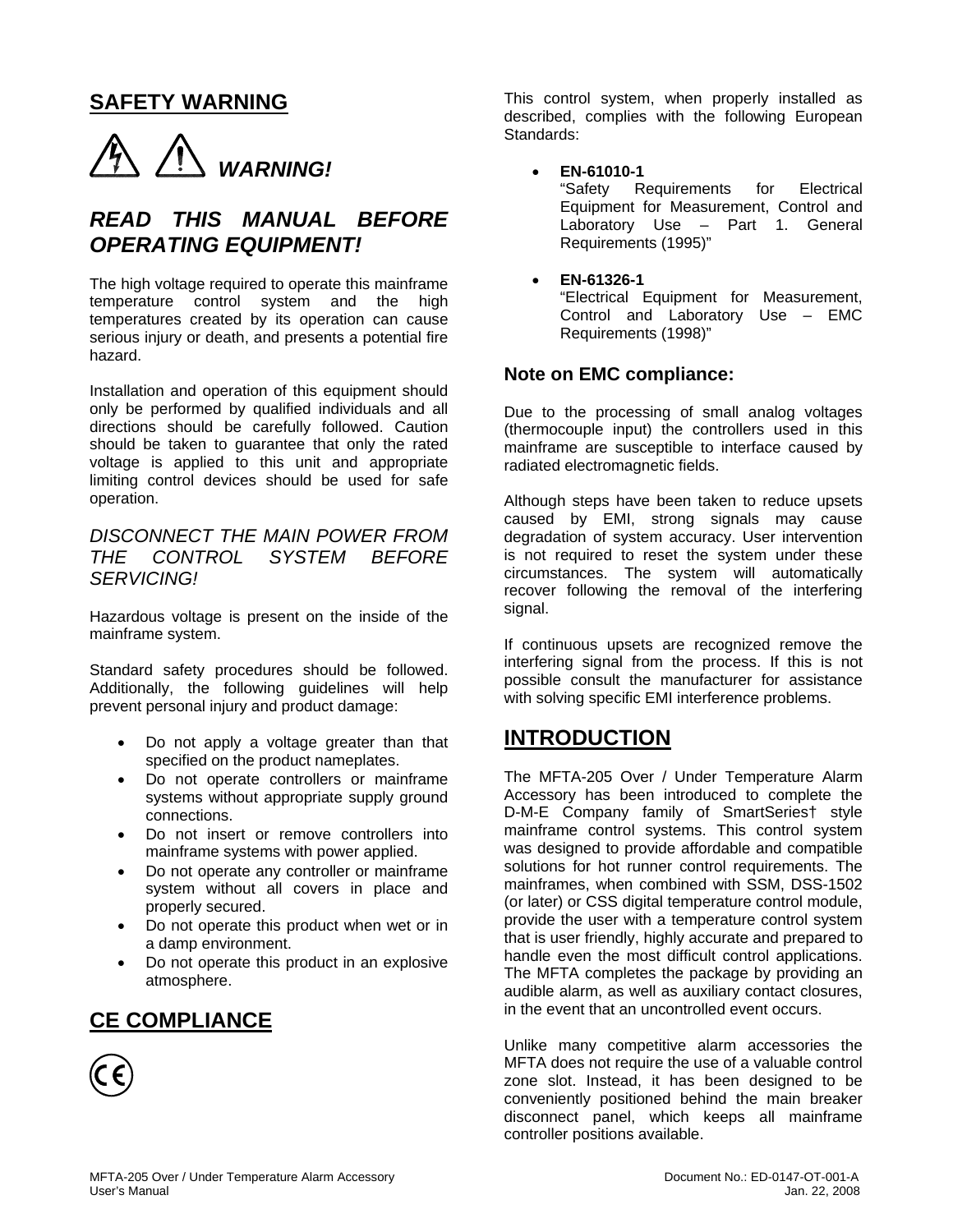## SAFETY WARNING

***WARNING!***

## *READ THIS MANUAL BEFORE OPERATING EQUIPMENT!*

The high voltage required to operate this mainframe temperature control system and the high temperatures created by its operation can cause serious injury or death, and presents a potential fire hazard.

Installation and operation of this equipment should only be performed by qualified individuals and all directions should be carefully followed. Caution should be taken to guarantee that only the rated voltage is applied to this unit and appropriate limiting control devices should be used for safe operation.

*DISCONNECT THE MAIN POWER FROM THE CONTROL SYSTEM BEFORE SERVICING!*

Hazardous voltage is present on the inside of the mainframe system.

Standard safety procedures should be followed. Additionally, the following guidelines will help prevent personal injury and product damage:

- Do not apply a voltage greater than that specified on the product nameplates.
- Do not operate controllers or mainframe systems without appropriate supply ground connections.
- Do not insert or remove controllers into mainframe systems with power applied.
- Do not operate any controller or mainframe system without all covers in place and properly secured.
- Do not operate this product when wet or in a damp environment.
- Do not operate this product in an explosive atmosphere.

## CE COMPLIANCE

This control system, when properly installed as described, complies with the following European Standards:

- **EN-61010-1**
  "Safety Requirements for Electrical Equipment for Measurement, Control and Laboratory Use – Part 1. General Requirements (1995)"

- **EN-61326-1**
  "Electrical Equipment for Measurement, Control and Laboratory Use – EMC Requirements (1998)"

### Note on EMC compliance:

Due to the processing of small analog voltages (thermocouple input) the controllers used in this mainframe are susceptible to interface caused by radiated electromagnetic fields.

Although steps have been taken to reduce upsets caused by EMI, strong signals may cause degradation of system accuracy. User intervention is not required to reset the system under these circumstances. The system will automatically recover following the removal of the interfering signal.

If continuous upsets are recognized remove the interfering signal from the process. If this is not possible consult the manufacturer for assistance with solving specific EMI interference problems.

## INTRODUCTION

The MFTA-205 Over / Under Temperature Alarm Accessory has been introduced to complete the D-M-E Company family of SmartSeries† style mainframe control systems. This control system was designed to provide affordable and compatible solutions for hot runner control requirements. The mainframes, when combined with SSM, DSS-1502 (or later) or CSS digital temperature control module, provide the user with a temperature control system that is user friendly, highly accurate and prepared to handle even the most difficult control applications. The MFTA completes the package by providing an audible alarm, as well as auxiliary contact closures, in the event that an uncontrolled event occurs.

Unlike many competitive alarm accessories the MFTA does not require the use of a valuable control zone slot. Instead, it has been designed to be conveniently positioned behind the main breaker disconnect panel, which keeps all mainframe controller positions available.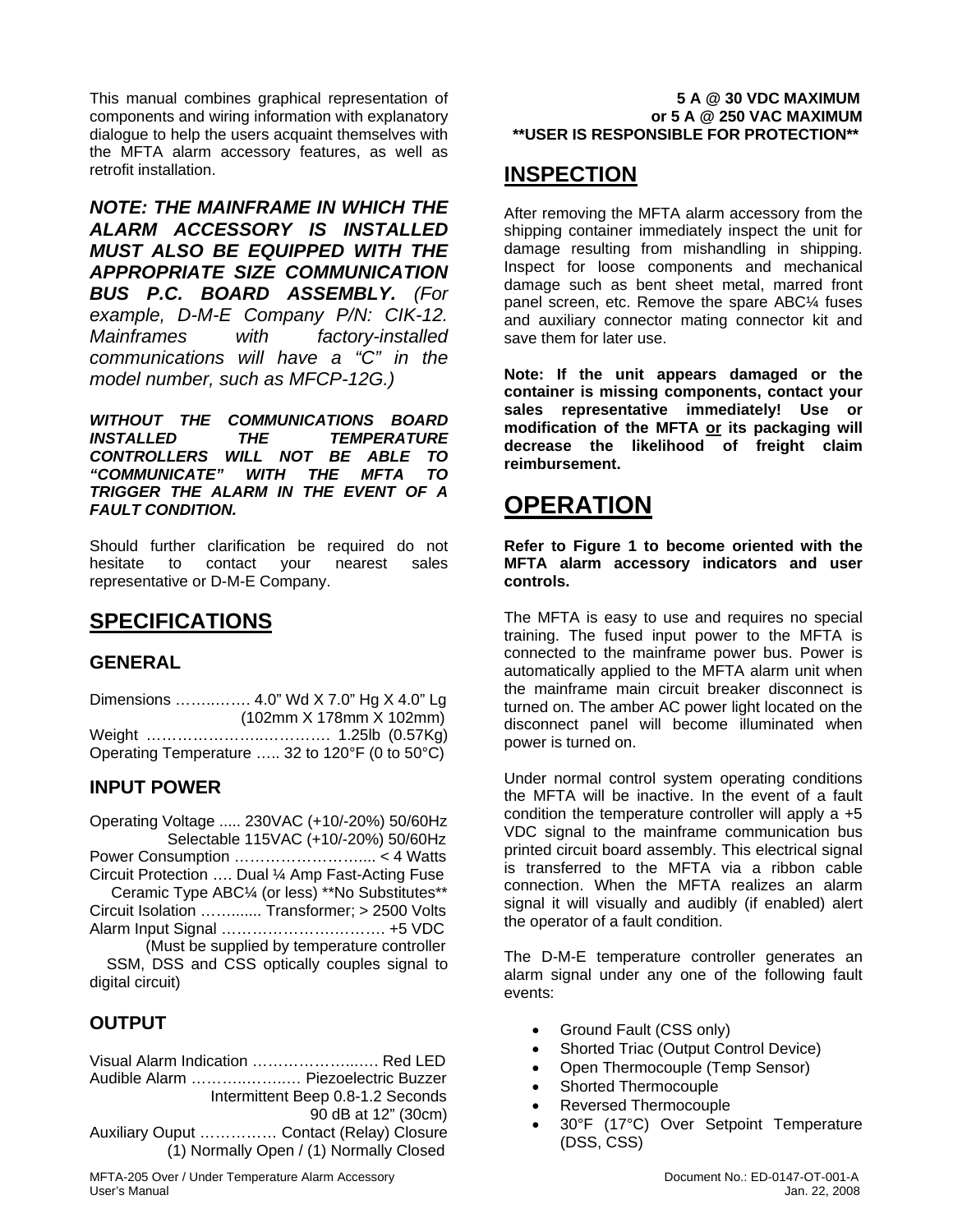This manual combines graphical representation of components and wiring information with explanatory dialogue to help the users acquaint themselves with the MFTA alarm accessory features, as well as retrofit installation.

***NOTE: THE MAINFRAME IN WHICH THE ALARM ACCESSORY IS INSTALLED MUST ALSO BE EQUIPPED WITH THE APPROPRIATE SIZE COMMUNICATION BUS P.C. BOARD ASSEMBLY.*** *(For example, D-M-E Company P/N: CIK-12. Mainframes with factory-installed communications will have a "C" in the model number, such as MFCP-12G.)*

***WITHOUT THE COMMUNICATIONS BOARD INSTALLED THE TEMPERATURE CONTROLLERS WILL NOT BE ABLE TO "COMMUNICATE" WITH THE MFTA TO TRIGGER THE ALARM IN THE EVENT OF A FAULT CONDITION.***

Should further clarification be required do not hesitate to contact your nearest sales representative or D-M-E Company.

# SPECIFICATIONS

## GENERAL

Dimensions ……..…… 4.0" Wd X 7.0" Hg X 4.0" Lg (102mm X 178mm X 102mm)
Weight ………………….………… 1.25lb (0.57Kg)
Operating Temperature ….. 32 to 120°F (0 to 50°C)

## INPUT POWER

Operating Voltage ..... 230VAC (+10/-20%) 50/60Hz
Selectable 115VAC (+10/-20%) 50/60Hz
Power Consumption ……………………..... < 4 Watts
Circuit Protection …. Dual ¼ Amp Fast-Acting Fuse
Ceramic Type ABC¼ (or less) **No Substitutes**
Circuit Isolation ……....... Transformer; > 2500 Volts
Alarm Input Signal …………………..……. +5 VDC
(Must be supplied by temperature controller
SSM, DSS and CSS optically couples signal to digital circuit)

## OUTPUT

Visual Alarm Indication ………………..…. Red LED
Audible Alarm ……….……..… Piezoelectric Buzzer
Intermittent Beep 0.8-1.2 Seconds
90 dB at 12" (30cm)
Auxiliary Ouput …………… Contact (Relay) Closure
(1) Normally Open / (1) Normally Closed

**5 A @ 30 VDC MAXIMUM**
**or 5 A @ 250 VAC MAXIMUM**
****USER IS RESPONSIBLE FOR PROTECTION****

# INSPECTION

After removing the MFTA alarm accessory from the shipping container immediately inspect the unit for damage resulting from mishandling in shipping. Inspect for loose components and mechanical damage such as bent sheet metal, marred front panel screen, etc. Remove the spare ABC¼ fuses and auxiliary connector mating connector kit and save them for later use.

**Note: If the unit appears damaged or the container is missing components, contact your sales representative immediately! Use or modification of the MFTA <u>or</u> its packaging will decrease the likelihood of freight claim reimbursement.**

# OPERATION

**Refer to Figure 1 to become oriented with the MFTA alarm accessory indicators and user controls.**

The MFTA is easy to use and requires no special training. The fused input power to the MFTA is connected to the mainframe power bus. Power is automatically applied to the MFTA alarm unit when the mainframe main circuit breaker disconnect is turned on. The amber AC power light located on the disconnect panel will become illuminated when power is turned on.

Under normal control system operating conditions the MFTA will be inactive. In the event of a fault condition the temperature controller will apply a +5 VDC signal to the mainframe communication bus printed circuit board assembly. This electrical signal is transferred to the MFTA via a ribbon cable connection. When the MFTA realizes an alarm signal it will visually and audibly (if enabled) alert the operator of a fault condition.

The D-M-E temperature controller generates an alarm signal under any one of the following fault events:

- Ground Fault (CSS only)
- Shorted Triac (Output Control Device)
- Open Thermocouple (Temp Sensor)
- Shorted Thermocouple
- Reversed Thermocouple
- 30°F (17°C) Over Setpoint Temperature (DSS, CSS)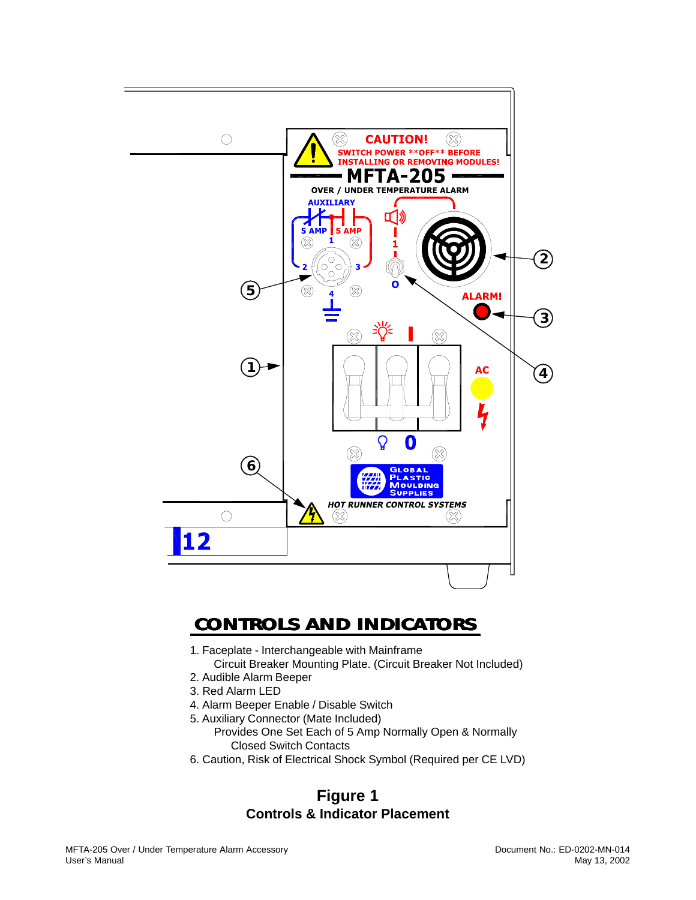## CONTROLS AND INDICATORS

1. Faceplate - Interchangeable with Mainframe
   Circuit Breaker Mounting Plate. (Circuit Breaker Not Included)
2. Audible Alarm Beeper
3. Red Alarm LED
4. Alarm Beeper Enable / Disable Switch
5. Auxiliary Connector (Mate Included)
   Provides One Set Each of 5 Amp Normally Open & Normally Closed Switch Contacts
6. Caution, Risk of Electrical Shock Symbol (Required per CE LVD)

**Figure 1**
**Controls & Indicator Placement**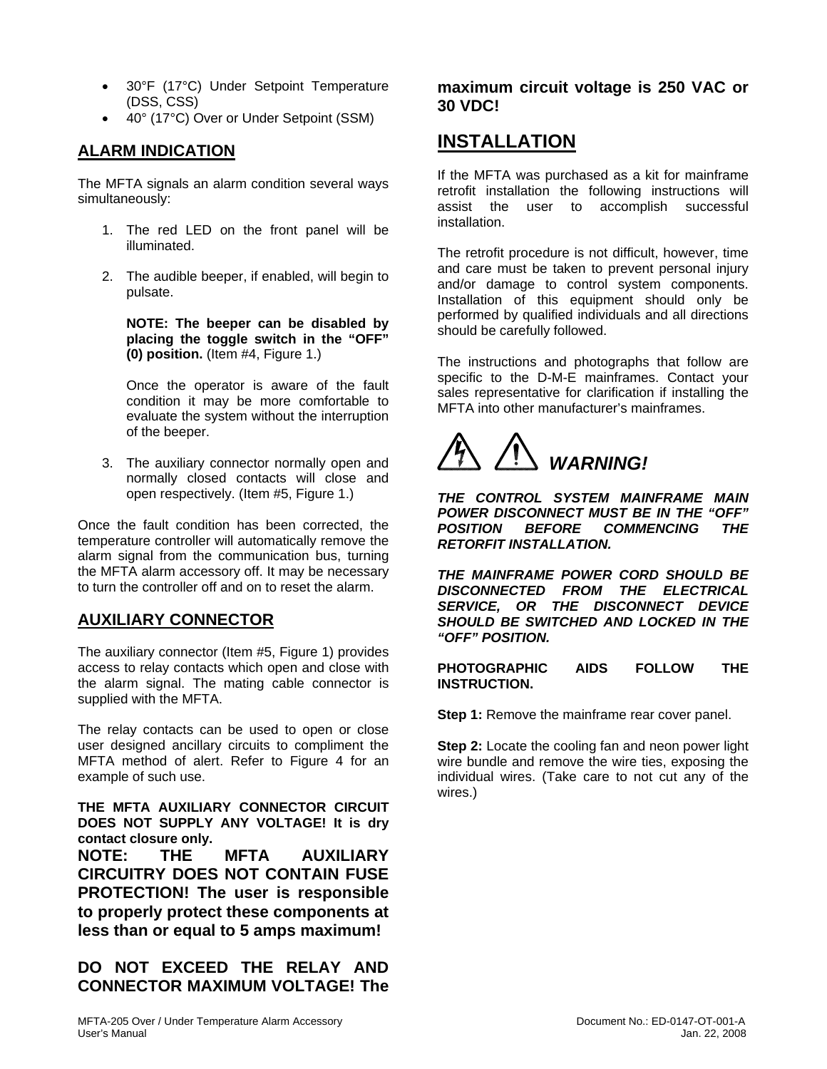- 30°F (17°C) Under Setpoint Temperature (DSS, CSS)
- 40° (17°C) Over or Under Setpoint (SSM)

## ALARM INDICATION

The MFTA signals an alarm condition several ways simultaneously:

1. The red LED on the front panel will be illuminated.

2. The audible beeper, if enabled, will begin to pulsate.

   **NOTE: The beeper can be disabled by placing the toggle switch in the "OFF" (0) position.** (Item #4, Figure 1.)

   Once the operator is aware of the fault condition it may be more comfortable to evaluate the system without the interruption of the beeper.

3. The auxiliary connector normally open and normally closed contacts will close and open respectively. (Item #5, Figure 1.)

Once the fault condition has been corrected, the temperature controller will automatically remove the alarm signal from the communication bus, turning the MFTA alarm accessory off. It may be necessary to turn the controller off and on to reset the alarm.

## AUXILIARY CONNECTOR

The auxiliary connector (Item #5, Figure 1) provides access to relay contacts which open and close with the alarm signal. The mating cable connector is supplied with the MFTA.

The relay contacts can be used to open or close user designed ancillary circuits to compliment the MFTA method of alert. Refer to Figure 4 for an example of such use.

**THE MFTA AUXILIARY CONNECTOR CIRCUIT DOES NOT SUPPLY ANY VOLTAGE! It is dry contact closure only.**

**NOTE: THE MFTA AUXILIARY CIRCUITRY DOES NOT CONTAIN FUSE PROTECTION! The user is responsible to properly protect these components at less than or equal to 5 amps maximum!**

**DO NOT EXCEED THE RELAY AND CONNECTOR MAXIMUM VOLTAGE! The maximum circuit voltage is 250 VAC or 30 VDC!**

## INSTALLATION

If the MFTA was purchased as a kit for mainframe retrofit installation the following instructions will assist the user to accomplish successful installation.

The retrofit procedure is not difficult, however, time and care must be taken to prevent personal injury and/or damage to control system components. Installation of this equipment should only be performed by qualified individuals and all directions should be carefully followed.

The instructions and photographs that follow are specific to the D-M-E mainframes. Contact your sales representative for clarification if installing the MFTA into other manufacturer's mainframes.

***WARNING!***

***THE CONTROL SYSTEM MAINFRAME MAIN POWER DISCONNECT MUST BE IN THE "OFF" POSITION BEFORE COMMENCING THE RETORFIT INSTALLATION.***

***THE MAINFRAME POWER CORD SHOULD BE DISCONNECTED FROM THE ELECTRICAL SERVICE, OR THE DISCONNECT DEVICE SHOULD BE SWITCHED AND LOCKED IN THE "OFF" POSITION.***

**PHOTOGRAPHIC AIDS FOLLOW THE INSTRUCTION.**

**Step 1:** Remove the mainframe rear cover panel.

**Step 2:** Locate the cooling fan and neon power light wire bundle and remove the wire ties, exposing the individual wires. (Take care to not cut any of the wires.)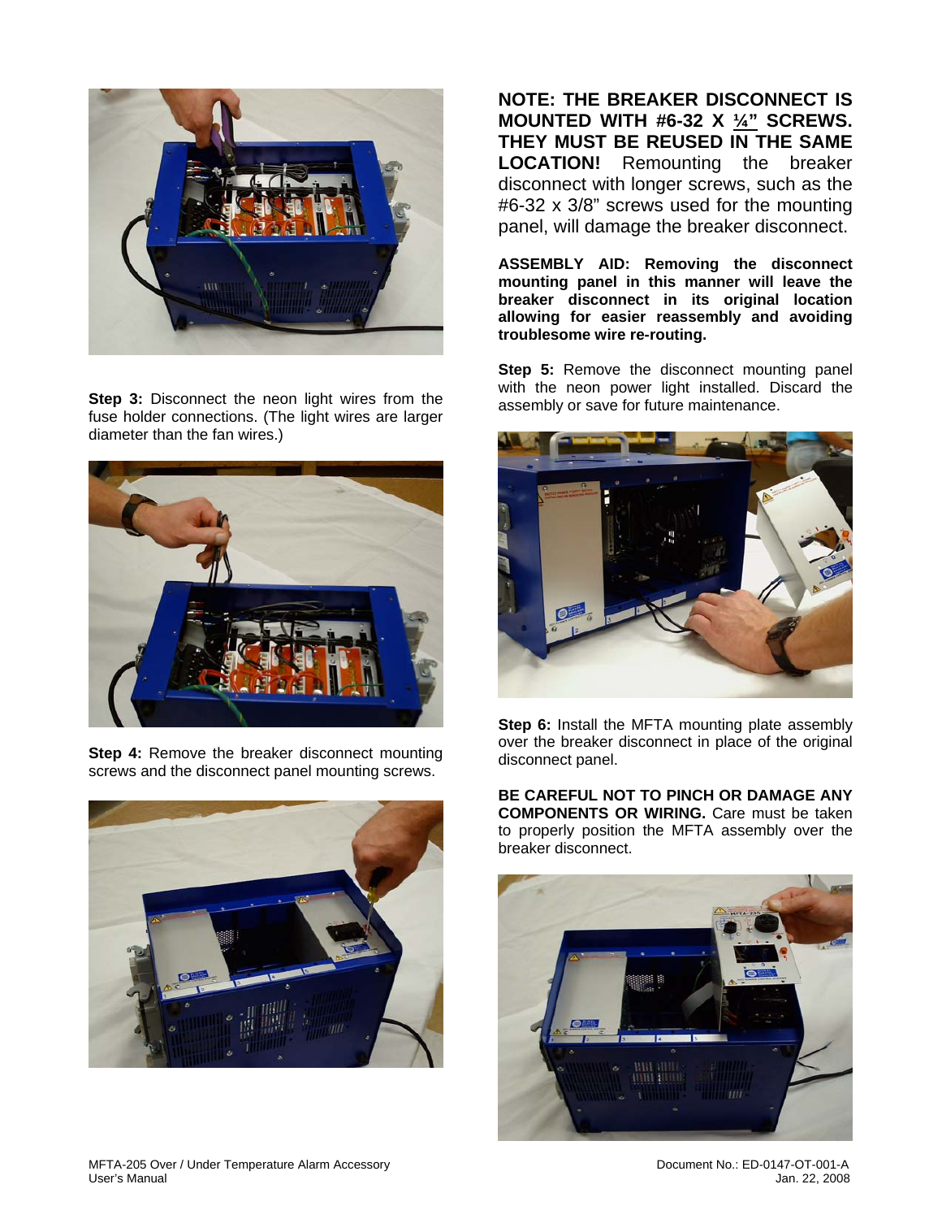**Step 3:** Disconnect the neon light wires from the fuse holder connections. (The light wires are larger diameter than the fan wires.)

**Step 4:** Remove the breaker disconnect mounting screws and the disconnect panel mounting screws.

**NOTE: THE BREAKER DISCONNECT IS MOUNTED WITH #6-32 X ¼" SCREWS. THEY MUST BE REUSED IN THE SAME LOCATION!** Remounting the breaker disconnect with longer screws, such as the #6-32 x 3/8" screws used for the mounting panel, will damage the breaker disconnect.

**ASSEMBLY AID: Removing the disconnect mounting panel in this manner will leave the breaker disconnect in its original location allowing for easier reassembly and avoiding troublesome wire re-routing.**

**Step 5:** Remove the disconnect mounting panel with the neon power light installed. Discard the assembly or save for future maintenance.

**Step 6:** Install the MFTA mounting plate assembly over the breaker disconnect in place of the original disconnect panel.

**BE CAREFUL NOT TO PINCH OR DAMAGE ANY COMPONENTS OR WIRING.** Care must be taken to properly position the MFTA assembly over the breaker disconnect.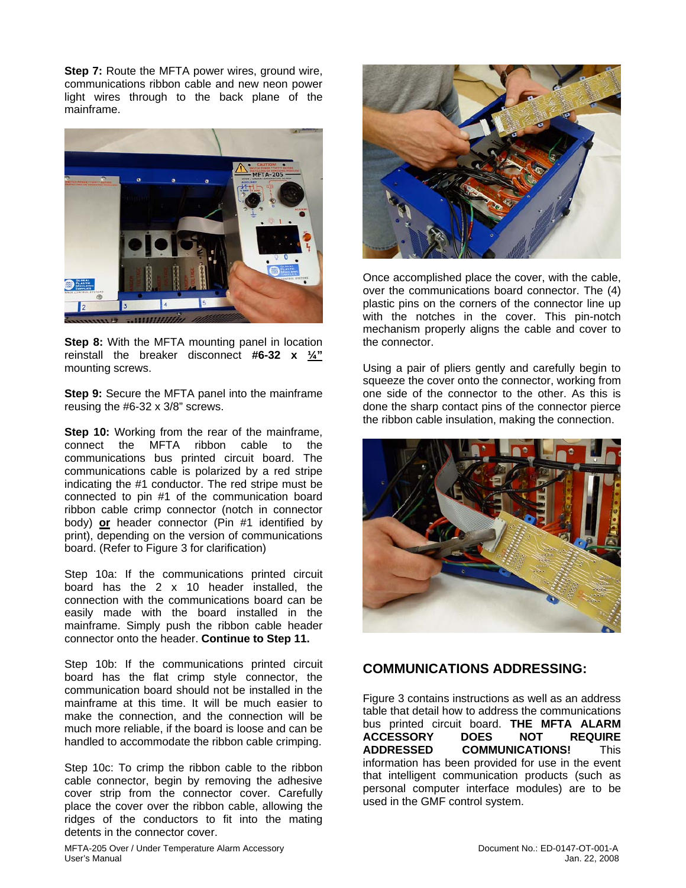**Step 7:** Route the MFTA power wires, ground wire, communications ribbon cable and new neon power light wires through to the back plane of the mainframe.

**Step 8:** With the MFTA mounting panel in location reinstall the breaker disconnect **#6-32 x <u>¼"</u>** mounting screws.

**Step 9:** Secure the MFTA panel into the mainframe reusing the #6-32 x 3/8" screws.

**Step 10:** Working from the rear of the mainframe, connect the MFTA ribbon cable to the communications bus printed circuit board. The communications cable is polarized by a red stripe indicating the #1 conductor. The red stripe must be connected to pin #1 of the communication board ribbon cable crimp connector (notch in connector body) **<u>or</u>** header connector (Pin #1 identified by print), depending on the version of communications board. (Refer to Figure 3 for clarification)

Step 10a: If the communications printed circuit board has the 2 x 10 header installed, the connection with the communications board can be easily made with the board installed in the mainframe. Simply push the ribbon cable header connector onto the header. **Continue to Step 11.**

Step 10b: If the communications printed circuit board has the flat crimp style connector, the communication board should not be installed in the mainframe at this time. It will be much easier to make the connection, and the connection will be much more reliable, if the board is loose and can be handled to accommodate the ribbon cable crimping.

Step 10c: To crimp the ribbon cable to the ribbon cable connector, begin by removing the adhesive cover strip from the connector cover. Carefully place the cover over the ribbon cable, allowing the ridges of the conductors to fit into the mating detents in the connector cover.

Once accomplished place the cover, with the cable, over the communications board connector. The (4) plastic pins on the corners of the connector line up with the notches in the cover. This pin-notch mechanism properly aligns the cable and cover to the connector.

Using a pair of pliers gently and carefully begin to squeeze the cover onto the connector, working from one side of the connector to the other. As this is done the sharp contact pins of the connector pierce the ribbon cable insulation, making the connection.

## COMMUNICATIONS ADDRESSING:

Figure 3 contains instructions as well as an address table that detail how to address the communications bus printed circuit board. **THE MFTA ALARM ACCESSORY DOES NOT REQUIRE ADDRESSED COMMUNICATIONS!** This information has been provided for use in the event that intelligent communication products (such as personal computer interface modules) are to be used in the GMF control system.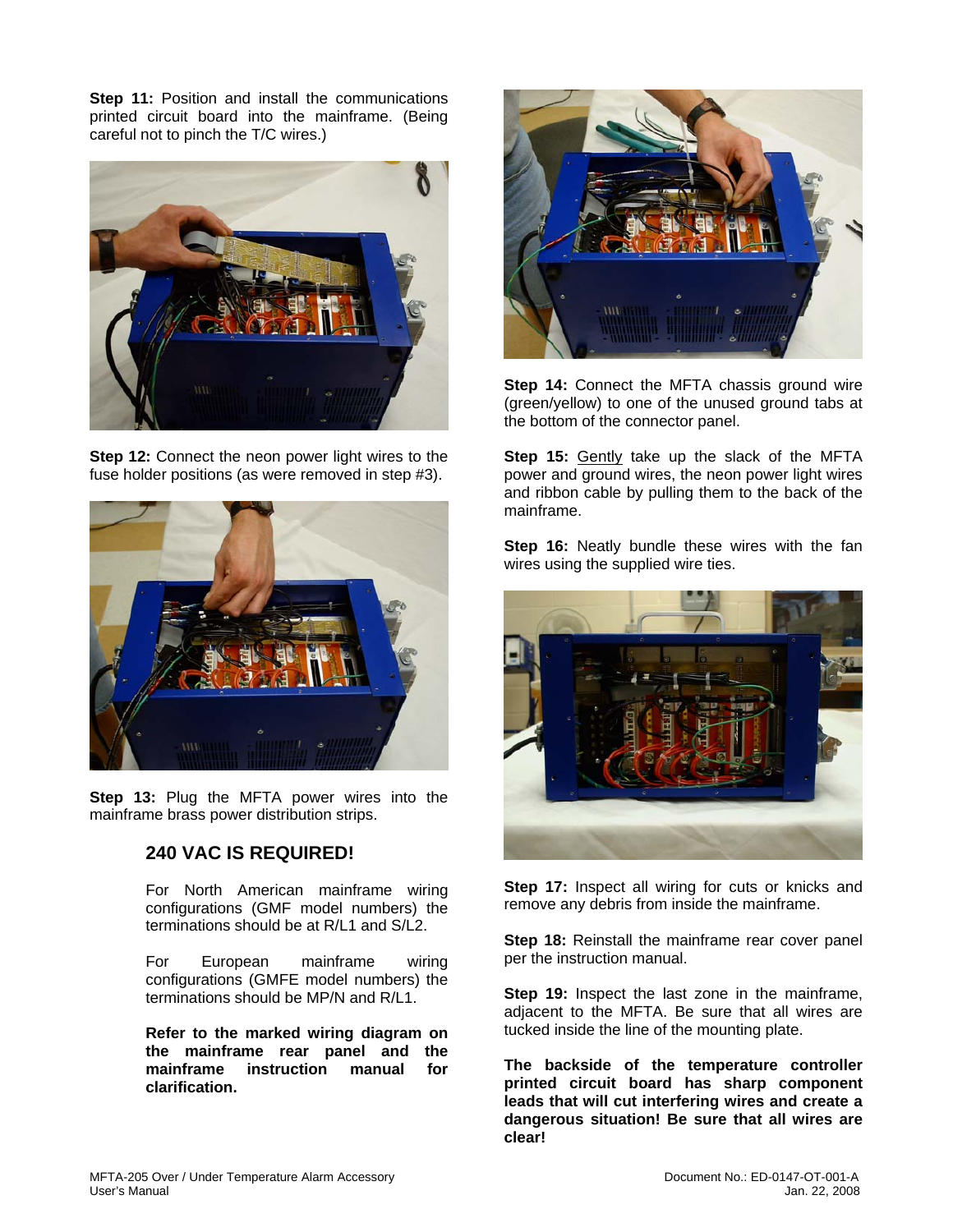**Step 11:** Position and install the communications printed circuit board into the mainframe. (Being careful not to pinch the T/C wires.)

**Step 12:** Connect the neon power light wires to the fuse holder positions (as were removed in step #3).

**Step 13:** Plug the MFTA power wires into the mainframe brass power distribution strips.

## 240 VAC IS REQUIRED!

For North American mainframe wiring configurations (GMF model numbers) the terminations should be at R/L1 and S/L2.

For European mainframe wiring configurations (GMFE model numbers) the terminations should be MP/N and R/L1.

**Refer to the marked wiring diagram on the mainframe rear panel and the mainframe instruction manual for clarification.**

**Step 14:** Connect the MFTA chassis ground wire (green/yellow) to one of the unused ground tabs at the bottom of the connector panel.

**Step 15:** Gently take up the slack of the MFTA power and ground wires, the neon power light wires and ribbon cable by pulling them to the back of the mainframe.

**Step 16:** Neatly bundle these wires with the fan wires using the supplied wire ties.

**Step 17:** Inspect all wiring for cuts or knicks and remove any debris from inside the mainframe.

**Step 18:** Reinstall the mainframe rear cover panel per the instruction manual.

**Step 19:** Inspect the last zone in the mainframe, adjacent to the MFTA. Be sure that all wires are tucked inside the line of the mounting plate.

**The backside of the temperature controller printed circuit board has sharp component leads that will cut interfering wires and create a dangerous situation! Be sure that all wires are clear!**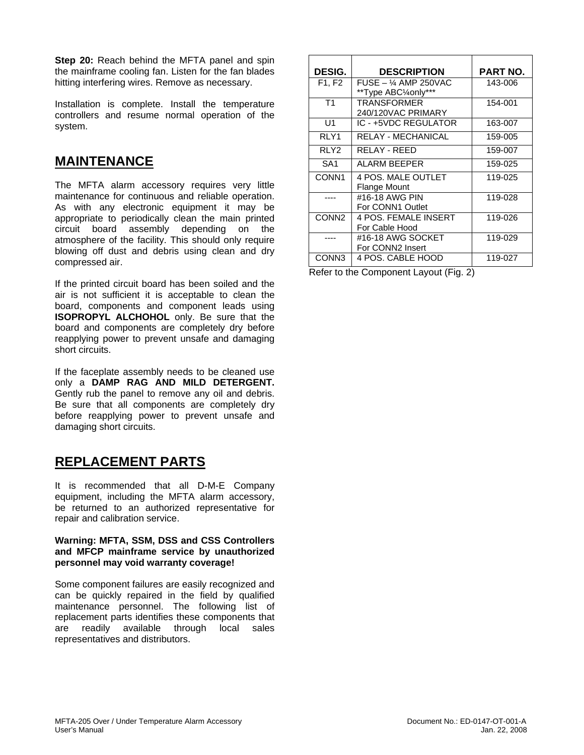**Step 20:** Reach behind the MFTA panel and spin the mainframe cooling fan. Listen for the fan blades hitting interfering wires. Remove as necessary.

Installation is complete. Install the temperature controllers and resume normal operation of the system.

## MAINTENANCE

The MFTA alarm accessory requires very little maintenance for continuous and reliable operation. As with any electronic equipment it may be appropriate to periodically clean the main printed circuit board assembly depending on the atmosphere of the facility. This should only require blowing off dust and debris using clean and dry compressed air.

If the printed circuit board has been soiled and the air is not sufficient it is acceptable to clean the board, components and component leads using **ISOPROPYL ALCHOHOL** only. Be sure that the board and components are completely dry before reapplying power to prevent unsafe and damaging short circuits.

If the faceplate assembly needs to be cleaned use only a **DAMP RAG AND MILD DETERGENT.** Gently rub the panel to remove any oil and debris. Be sure that all components are completely dry before reapplying power to prevent unsafe and damaging short circuits.

## REPLACEMENT PARTS

It is recommended that all D-M-E Company equipment, including the MFTA alarm accessory, be returned to an authorized representative for repair and calibration service.

**Warning: MFTA, SSM, DSS and CSS Controllers and MFCP mainframe service by unauthorized personnel may void warranty coverage!**

Some component failures are easily recognized and can be quickly repaired in the field by qualified maintenance personnel. The following list of replacement parts identifies these components that are readily available through local sales representatives and distributors.

| DESIG. | DESCRIPTION | PART NO. |
|---|---|---|
| F1, F2 | FUSE – ¼ AMP 250VAC<br>**Type ABC¼only*** | 143-006 |
| T1 | TRANSFORMER<br>240/120VAC PRIMARY | 154-001 |
| U1 | IC - +5VDC REGULATOR | 163-007 |
| RLY1 | RELAY - MECHANICAL | 159-005 |
| RLY2 | RELAY - REED | 159-007 |
| SA1 | ALARM BEEPER | 159-025 |
| CONN1 | 4 POS. MALE OUTLET<br>Flange Mount | 119-025 |
| ---- | #16-18 AWG PIN<br>For CONN1 Outlet | 119-028 |
| CONN2 | 4 POS. FEMALE INSERT<br>For Cable Hood | 119-026 |
| ---- | #16-18 AWG SOCKET<br>For CONN2 Insert | 119-029 |
| CONN3 | 4 POS. CABLE HOOD | 119-027 |

Refer to the Component Layout (Fig. 2)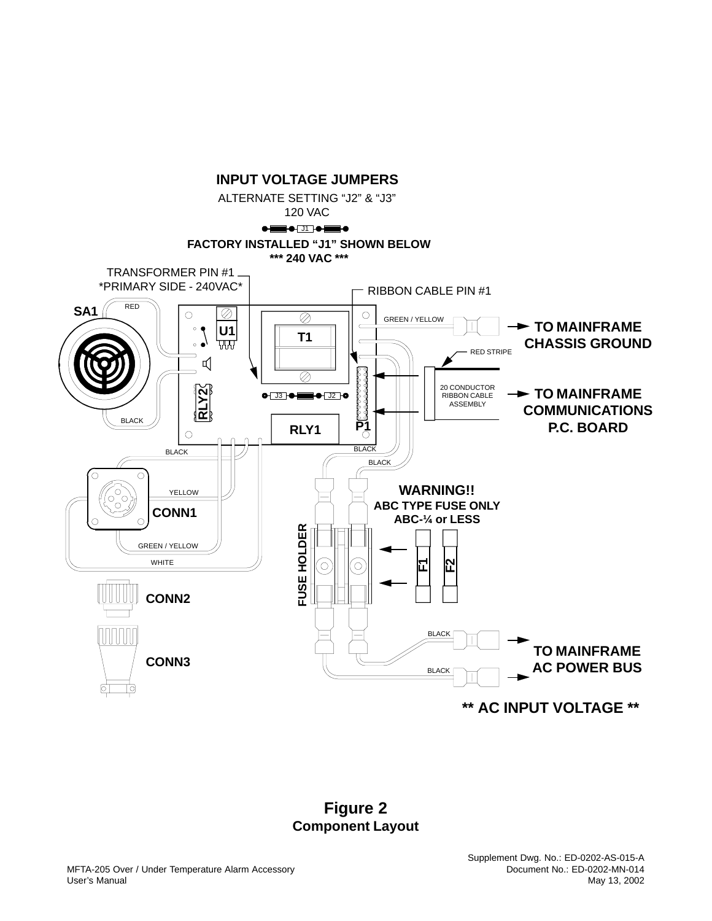INPUT VOLTAGE JUMPERS

ALTERNATE SETTING "J2" & "J3"
120 VAC

J1

FACTORY INSTALLED "J1" SHOWN BELOW
*** 240 VAC ***

TRANSFORMER PIN #1
*PRIMARY SIDE - 240VAC*

RIBBON CABLE PIN #1

SA1

RED

U1

T1

GREEN / YELLOW

TO MAINFRAME CHASSIS GROUND

RED STRIPE

RLY2

J3

J2

20 CONDUCTOR RIBBON CABLE ASSEMBLY

TO MAINFRAME COMMUNICATIONS P.C. BOARD

BLACK

RLY1

P1

BLACK

BLACK

BLACK

YELLOW

CONN1

WARNING!!
ABC TYPE FUSE ONLY
ABC-¼ or LESS

GREEN / YELLOW

WHITE

FUSE HOLDER

F1

F2

CONN2

CONN3

BLACK

BLACK

TO MAINFRAME AC POWER BUS

** AC INPUT VOLTAGE **

**Figure 2**
**Component Layout**

Supplement Dwg. No.: ED-0202-AS-015-A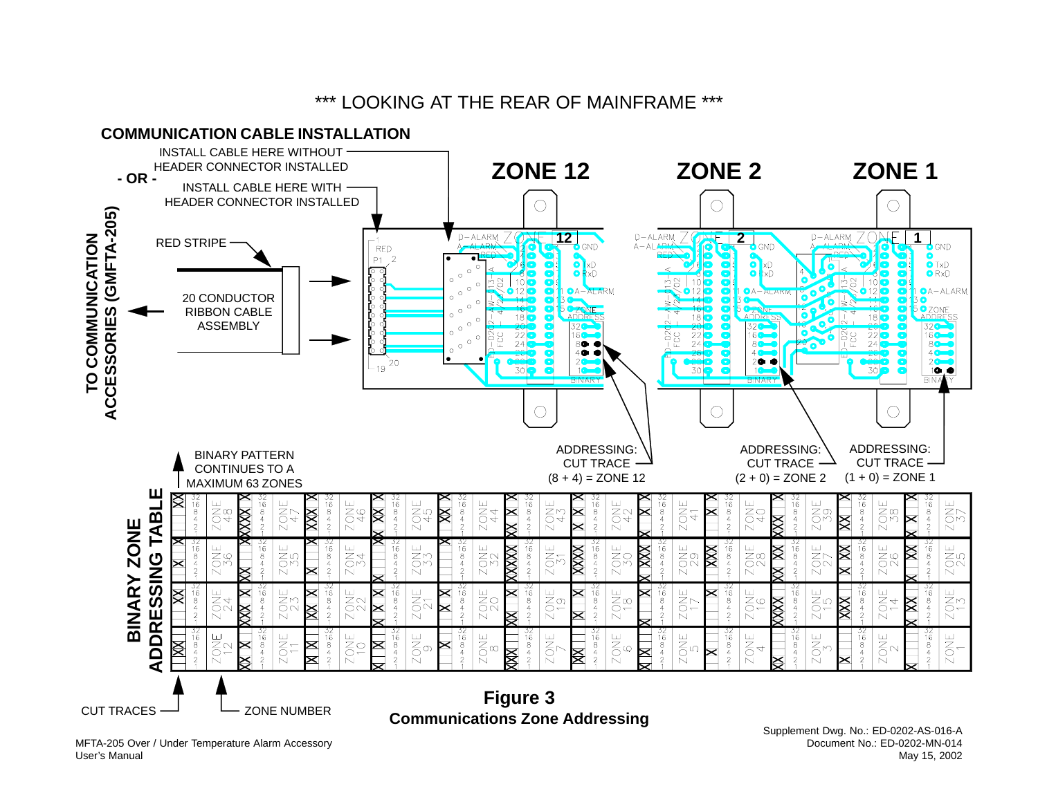*** LOOKING AT THE REAR OF MAINFRAME ***

**COMMUNICATION CABLE INSTALLATION**

INSTALL CABLE HERE WITHOUT HEADER CONNECTOR INSTALLED

- OR -

INSTALL CABLE HERE WITH HEADER CONNECTOR INSTALLED

RED STRIPE

20 CONDUCTOR RIBBON CABLE ASSEMBLY

TO COMMUNICATION ACCESSORIES (GMFTA-205)

**ZONE 12** **ZONE 2** **ZONE 1**

ADDRESSING: CUT TRACE (8 + 4) = ZONE 12

ADDRESSING: CUT TRACE (2 + 0) = ZONE 2

ADDRESSING: CUT TRACE (1 + 0) = ZONE 1

BINARY PATTERN CONTINUES TO A MAXIMUM 63 ZONES

**BINARY ZONE ADDRESSING TABLE**

CUT TRACES

ZONE NUMBER

**Figure 3**
**Communications Zone Addressing**

MFTA-205 Over / Under Temperature Alarm Accessory
User's Manual

Supplement Dwg. No.: ED-0202-AS-016-A
Document No.: ED-0202-MN-014
May 15, 2002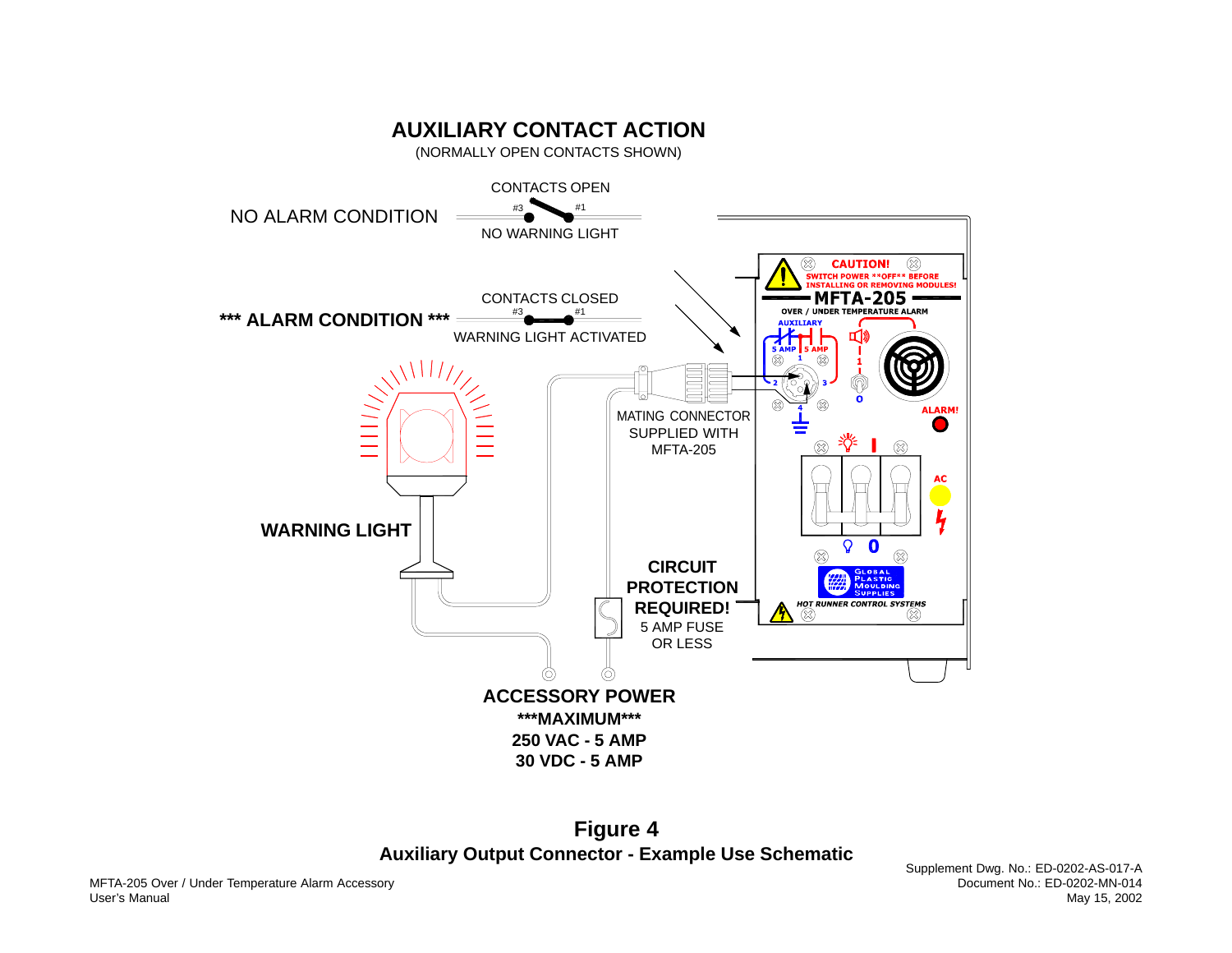## AUXILIARY CONTACT ACTION

(NORMALLY OPEN CONTACTS SHOWN)

NO ALARM CONDITION — CONTACTS OPEN (#3, #1) — NO WARNING LIGHT

*** ALARM CONDITION *** — CONTACTS CLOSED (#3, #1) — WARNING LIGHT ACTIVATED

WARNING LIGHT

MATING CONNECTOR SUPPLIED WITH MFTA-205

**CIRCUIT PROTECTION REQUIRED!**
5 AMP FUSE OR LESS

**ACCESSORY POWER**
**\*\*\*MAXIMUM\*\*\***
**250 VAC - 5 AMP**
**30 VDC - 5 AMP**

CAUTION! SWITCH POWER \*\*OFF\*\* BEFORE INSTALLING OR REMOVING MODULES!

MFTA-205

OVER / UNDER TEMPERATURE ALARM

AUXILIARY — 5 AMP — 5 AMP

ALARM!

AC

GLOBAL PLASTIC MOULDING SUPPLIES

HOT RUNNER CONTROL SYSTEMS

**Figure 4**
**Auxiliary Output Connector - Example Use Schematic**

Supplement Dwg. No.: ED-0202-AS-017-A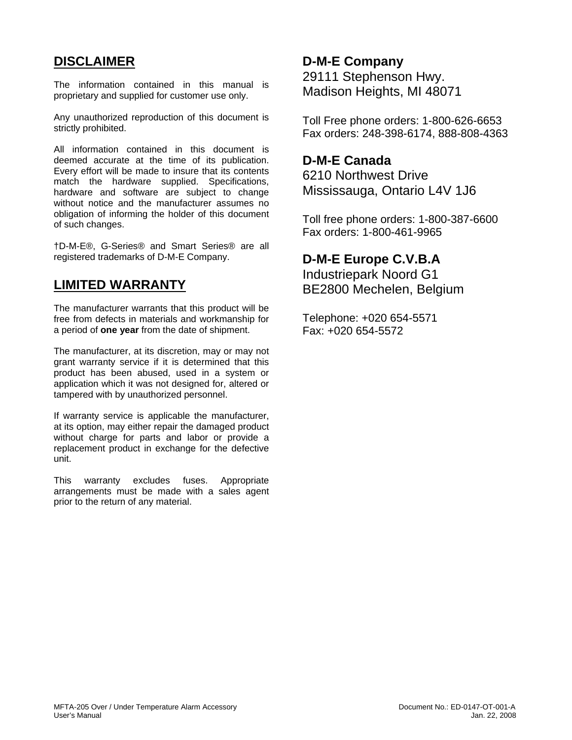## DISCLAIMER

The information contained in this manual is proprietary and supplied for customer use only.

Any unauthorized reproduction of this document is strictly prohibited.

All information contained in this document is deemed accurate at the time of its publication. Every effort will be made to insure that its contents match the hardware supplied. Specifications, hardware and software are subject to change without notice and the manufacturer assumes no obligation of informing the holder of this document of such changes.

†D-M-E®, G-Series® and Smart Series® are all registered trademarks of D-M-E Company.

## LIMITED WARRANTY

The manufacturer warrants that this product will be free from defects in materials and workmanship for a period of **one year** from the date of shipment.

The manufacturer, at its discretion, may or may not grant warranty service if it is determined that this product has been abused, used in a system or application which it was not designed for, altered or tampered with by unauthorized personnel.

If warranty service is applicable the manufacturer, at its option, may either repair the damaged product without charge for parts and labor or provide a replacement product in exchange for the defective unit.

This warranty excludes fuses. Appropriate arrangements must be made with a sales agent prior to the return of any material.

**D-M-E Company**
29111 Stephenson Hwy.
Madison Heights, MI 48071

Toll Free phone orders: 1-800-626-6653
Fax orders: 248-398-6174, 888-808-4363

**D-M-E Canada**
6210 Northwest Drive
Mississauga, Ontario L4V 1J6

Toll free phone orders: 1-800-387-6600
Fax orders: 1-800-461-9965

**D-M-E Europe C.V.B.A**
Industriepark Noord G1
BE2800 Mechelen, Belgium

Telephone: +020 654-5571
Fax: +020 654-5572